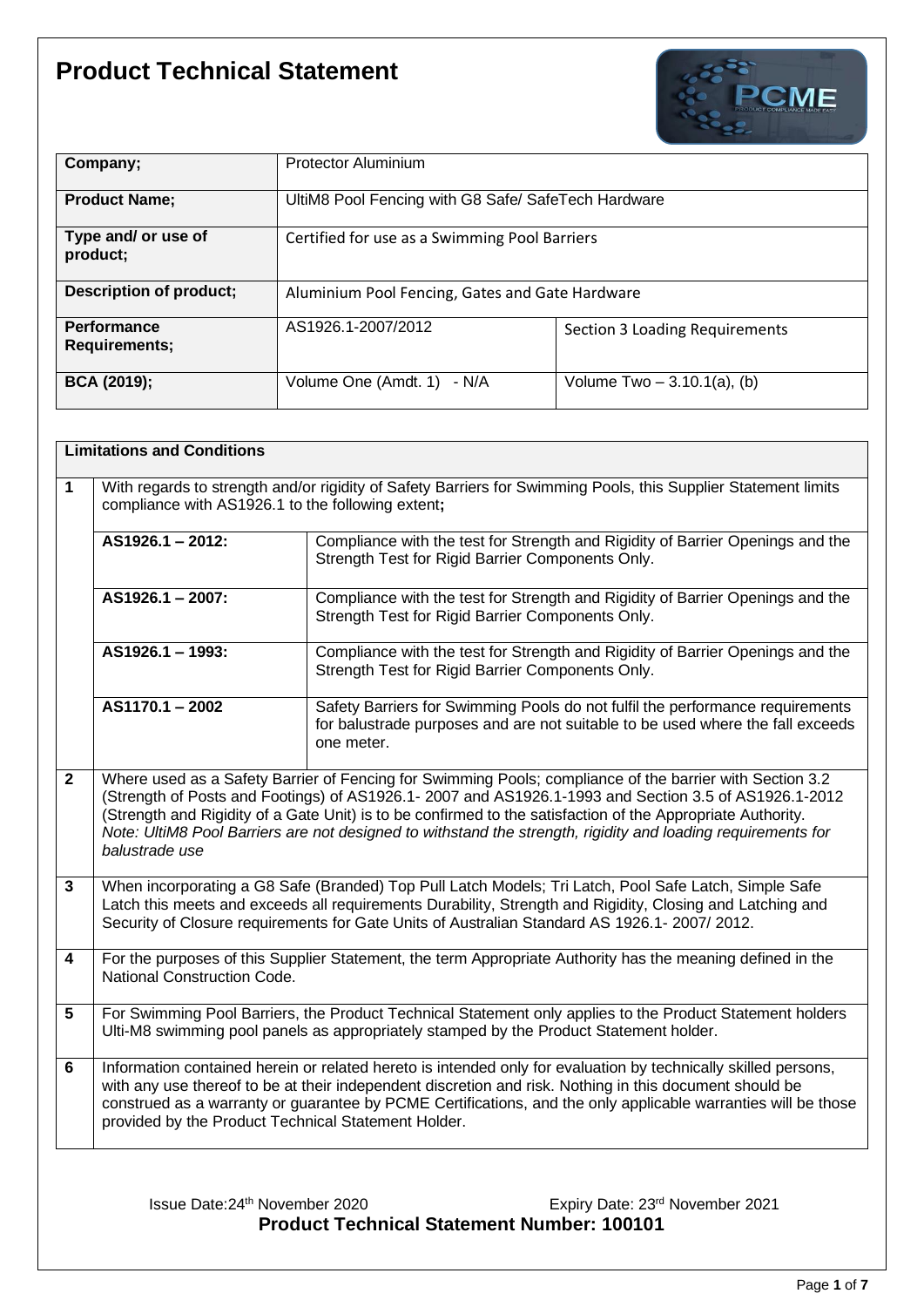# Product Technical Statement

| Company; | Protector Aluminium | |
|---|---|---|
| Product Name; | UltiM8 Pool Fencing with G8 Safe/ SafeTech Hardware | |
| Type and/ or use of product; | Certified for use as a Swimming Pool Barriers | |
| Description of product; | Aluminium Pool Fencing, Gates and Gate Hardware | |
| Performance Requirements; | AS1926.1-2007/2012 | Section 3 Loading Requirements |
| BCA (2019); | Volume One (Amdt. 1) - N/A | Volume Two – 3.10.1(a), (b) |

| Limitations and Conditions | | |
|---|---|---|
| **1** | With regards to strength and/or rigidity of Safety Barriers for Swimming Pools, this Supplier Statement limits compliance with AS1926.1 to the following extent**;** | |
| | **AS1926.1 – 2012:** | Compliance with the test for Strength and Rigidity of Barrier Openings and the Strength Test for Rigid Barrier Components Only. |
| | **AS1926.1 – 2007:** | Compliance with the test for Strength and Rigidity of Barrier Openings and the Strength Test for Rigid Barrier Components Only. |
| | **AS1926.1 – 1993:** | Compliance with the test for Strength and Rigidity of Barrier Openings and the Strength Test for Rigid Barrier Components Only. |
| | **AS1170.1 – 2002** | Safety Barriers for Swimming Pools do not fulfil the performance requirements for balustrade purposes and are not suitable to be used where the fall exceeds one meter. |
| **2** | Where used as a Safety Barrier of Fencing for Swimming Pools; compliance of the barrier with Section 3.2 (Strength of Posts and Footings) of AS1926.1- 2007 and AS1926.1-1993 and Section 3.5 of AS1926.1-2012 (Strength and Rigidity of a Gate Unit) is to be confirmed to the satisfaction of the Appropriate Authority. *Note: UltiM8 Pool Barriers are not designed to withstand the strength, rigidity and loading requirements for balustrade use* | |
| **3** | When incorporating a G8 Safe (Branded) Top Pull Latch Models; Tri Latch, Pool Safe Latch, Simple Safe Latch this meets and exceeds all requirements Durability, Strength and Rigidity, Closing and Latching and Security of Closure requirements for Gate Units of Australian Standard AS 1926.1- 2007/ 2012. | |
| **4** | For the purposes of this Supplier Statement, the term Appropriate Authority has the meaning defined in the National Construction Code. | |
| **5** | For Swimming Pool Barriers, the Product Technical Statement only applies to the Product Statement holders Ulti-M8 swimming pool panels as appropriately stamped by the Product Statement holder. | |
| **6** | Information contained herein or related hereto is intended only for evaluation by technically skilled persons, with any use thereof to be at their independent discretion and risk. Nothing in this document should be construed as a warranty or guarantee by PCME Certifications, and the only applicable warranties will be those provided by the Product Technical Statement Holder. | |

Issue Date: 24th November 2020 Expiry Date: 23rd November 2021

**Product Technical Statement Number: 100101**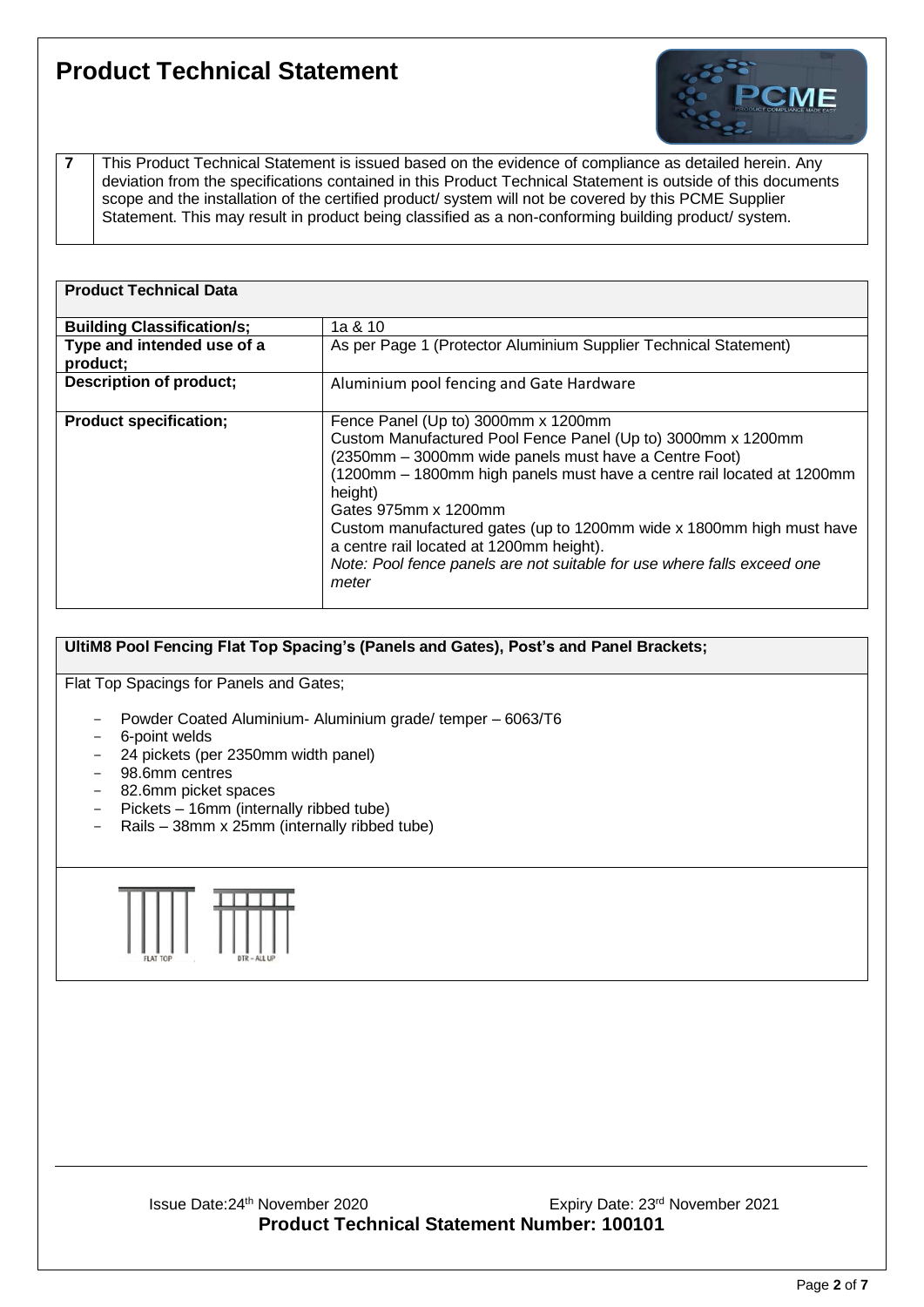# Product Technical Statement

| 7 | This Product Technical Statement is issued based on the evidence of compliance as detailed herein. Any deviation from the specifications contained in this Product Technical Statement is outside of this documents scope and the installation of the certified product/ system will not be covered by this PCME Supplier Statement. This may result in product being classified as a non-conforming building product/ system. |
|---|---|

| Product Technical Data | |
|---|---|
| **Building Classification/s;** | 1a & 10 |
| **Type and intended use of a product;** | As per Page 1 (Protector Aluminium Supplier Technical Statement) |
| **Description of product;** | Aluminium pool fencing and Gate Hardware |
| **Product specification;** | Fence Panel (Up to) 3000mm x 1200mm<br>Custom Manufactured Pool Fence Panel (Up to) 3000mm x 1200mm<br>(2350mm – 3000mm wide panels must have a Centre Foot)<br>(1200mm – 1800mm high panels must have a centre rail located at 1200mm height)<br>Gates 975mm x 1200mm<br>Custom manufactured gates (up to 1200mm wide x 1800mm high must have a centre rail located at 1200mm height).<br>*Note: Pool fence panels are not suitable for use where falls exceed one meter* |

**UltiM8 Pool Fencing Flat Top Spacing's (Panels and Gates), Post's and Panel Brackets;**

Flat Top Spacings for Panels and Gates;

- Powder Coated Aluminium- Aluminium grade/ temper – 6063/T6
- 6-point welds
- 24 pickets (per 2350mm width panel)
- 98.6mm centres
- 82.6mm picket spaces
- Pickets – 16mm (internally ribbed tube)
- Rails – 38mm x 25mm (internally ribbed tube)

FLAT TOP    DTR - ALL UP

Issue Date: 24th November 2020    Expiry Date: 23rd November 2021

**Product Technical Statement Number: 100101**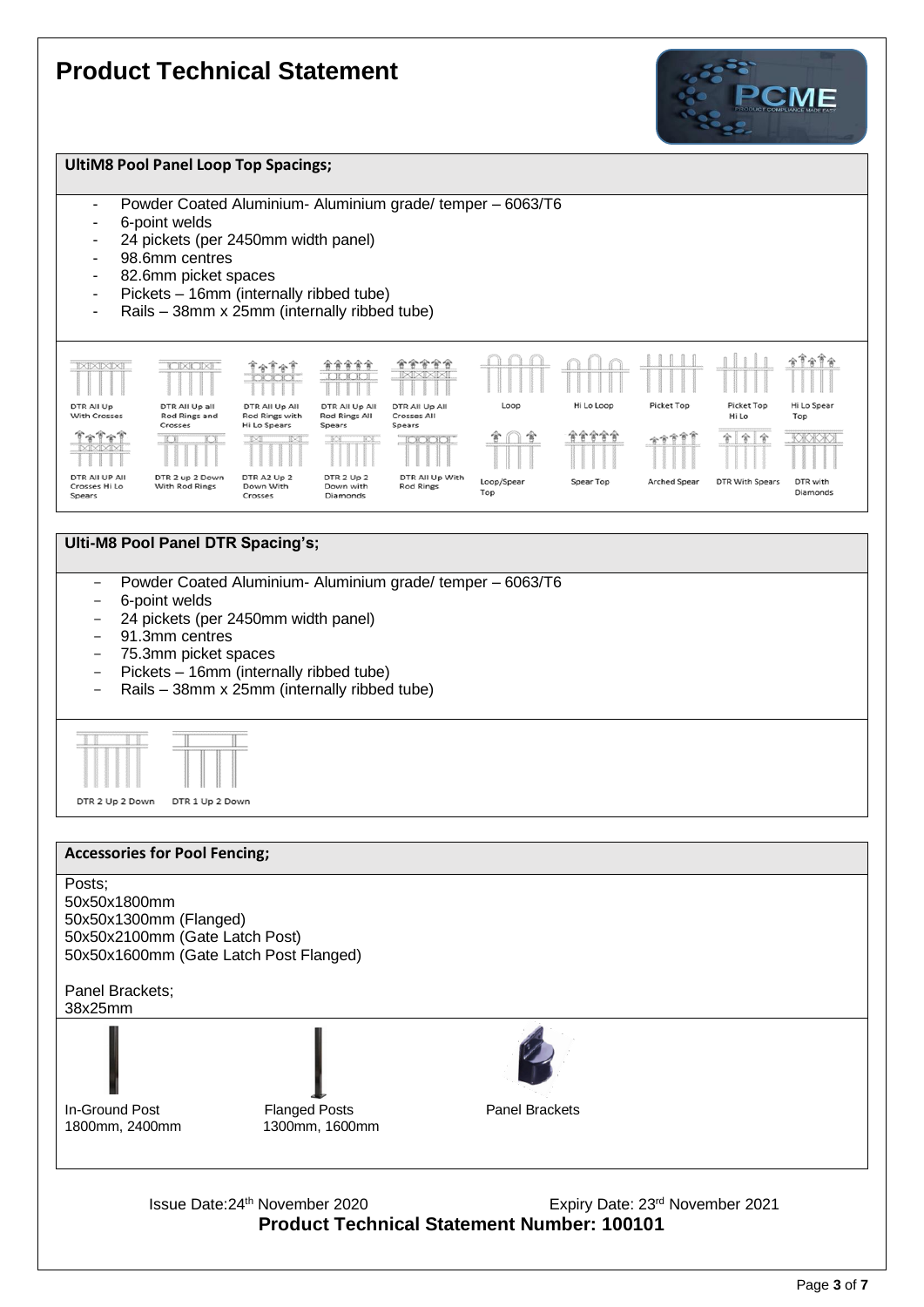# Product Technical Statement

## UltiM8 Pool Panel Loop Top Spacings;

- Powder Coated Aluminium- Aluminium grade/ temper – 6063/T6
- 6-point welds
- 24 pickets (per 2450mm width panel)
- 98.6mm centres
- 82.6mm picket spaces
- Pickets – 16mm (internally ribbed tube)
- Rails – 38mm x 25mm (internally ribbed tube)

DTR All Up With Crosses | DTR All Up all Rod Rings and Crosses | DTR All Up All Rod Rings with Hi Lo Spears | DTR All Up All Rod Rings All Spears | DTR All Up All Crosses All Spears | Loop | Hi Lo Loop | Picket Top | Picket Top Hi Lo | Hi Lo Spear Top

DTR All UP All Crosses Hi Lo Spears | DTR 2 up 2 Down With Rod Rings | DTR A2 Up 2 Down With Crosses | DTR 2 Up 2 Down with Diamonds | DTR All Up With Rod Rings | Loop/Spear Top | Spear Top | Arched Spear | DTR With Spears | DTR with Diamonds

## Ulti-M8 Pool Panel DTR Spacing's;

- Powder Coated Aluminium- Aluminium grade/ temper – 6063/T6
- 6-point welds
- 24 pickets (per 2450mm width panel)
- 91.3mm centres
- 75.3mm picket spaces
- Pickets – 16mm (internally ribbed tube)
- Rails – 38mm x 25mm (internally ribbed tube)

DTR 2 Up 2 Down | DTR 1 Up 2 Down

## Accessories for Pool Fencing;

Posts;
50x50x1800mm
50x50x1300mm (Flanged)
50x50x2100mm (Gate Latch Post)
50x50x1600mm (Gate Latch Post Flanged)

Panel Brackets;
38x25mm

In-Ground Post
1800mm, 2400mm

Flanged Posts
1300mm, 1600mm

Panel Brackets

Issue Date:24th November 2020 Expiry Date: 23rd November 2021

**Product Technical Statement Number: 100101**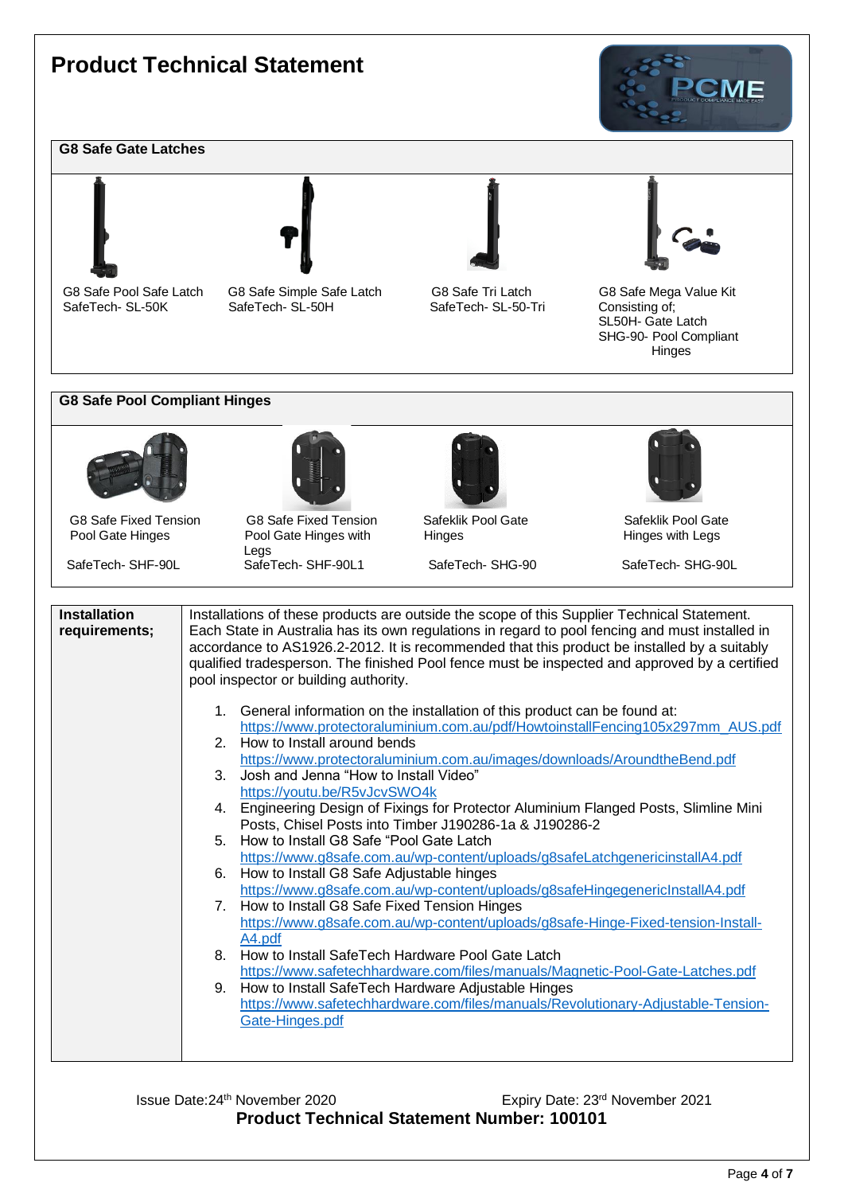# Product Technical Statement

## G8 Safe Gate Latches

| | | | |
|---|---|---|---|
| G8 Safe Pool Safe Latch<br>SafeTech- SL-50K | G8 Safe Simple Safe Latch<br>SafeTech- SL-50H | G8 Safe Tri Latch<br>SafeTech- SL-50-Tri | G8 Safe Mega Value Kit<br>Consisting of;<br>SL50H- Gate Latch<br>SHG-90- Pool Compliant Hinges |

## G8 Safe Pool Compliant Hinges

| | | | |
|---|---|---|---|
| G8 Safe Fixed Tension Pool Gate Hinges<br>SafeTech- SHF-90L | G8 Safe Fixed Tension Pool Gate Hinges with Legs<br>SafeTech- SHF-90L1 | Safeklik Pool Gate Hinges<br>SafeTech- SHG-90 | Safeklik Pool Gate Hinges with Legs<br>SafeTech- SHG-90L |

| | |
|---|---|
| **Installation requirements;** | Installations of these products are outside the scope of this Supplier Technical Statement. Each State in Australia has its own regulations in regard to pool fencing and must installed in accordance to AS1926.2-2012. It is recommended that this product be installed by a suitably qualified tradesperson. The finished Pool fence must be inspected and approved by a certified pool inspector or building authority.<br><br>1. General information on the installation of this product can be found at: https://www.protectoraluminium.com.au/pdf/HowtoinstallFencing105x297mm_AUS.pdf<br>2. How to Install around bends https://www.protectoraluminium.com.au/images/downloads/AroundtheBend.pdf<br>3. Josh and Jenna "How to Install Video" https://youtu.be/R5vJcvSWO4k<br>4. Engineering Design of Fixings for Protector Aluminium Flanged Posts, Slimline Mini Posts, Chisel Posts into Timber J190286-1a & J190286-2<br>5. How to Install G8 Safe "Pool Gate Latch https://www.g8safe.com.au/wp-content/uploads/g8safeLatchgenericinstallA4.pdf<br>6. How to Install G8 Safe Adjustable hinges https://www.g8safe.com.au/wp-content/uploads/g8safeHingegenericInstallA4.pdf<br>7. How to Install G8 Safe Fixed Tension Hinges https://www.g8safe.com.au/wp-content/uploads/g8safe-Hinge-Fixed-tension-Install-A4.pdf<br>8. How to Install SafeTech Hardware Pool Gate Latch https://www.safetechhardware.com/files/manuals/Magnetic-Pool-Gate-Latches.pdf<br>9. How to Install SafeTech Hardware Adjustable Hinges https://www.safetechhardware.com/files/manuals/Revolutionary-Adjustable-Tension-Gate-Hinges.pdf |

Issue Date:24th November 2020 Expiry Date: 23rd November 2021

**Product Technical Statement Number: 100101**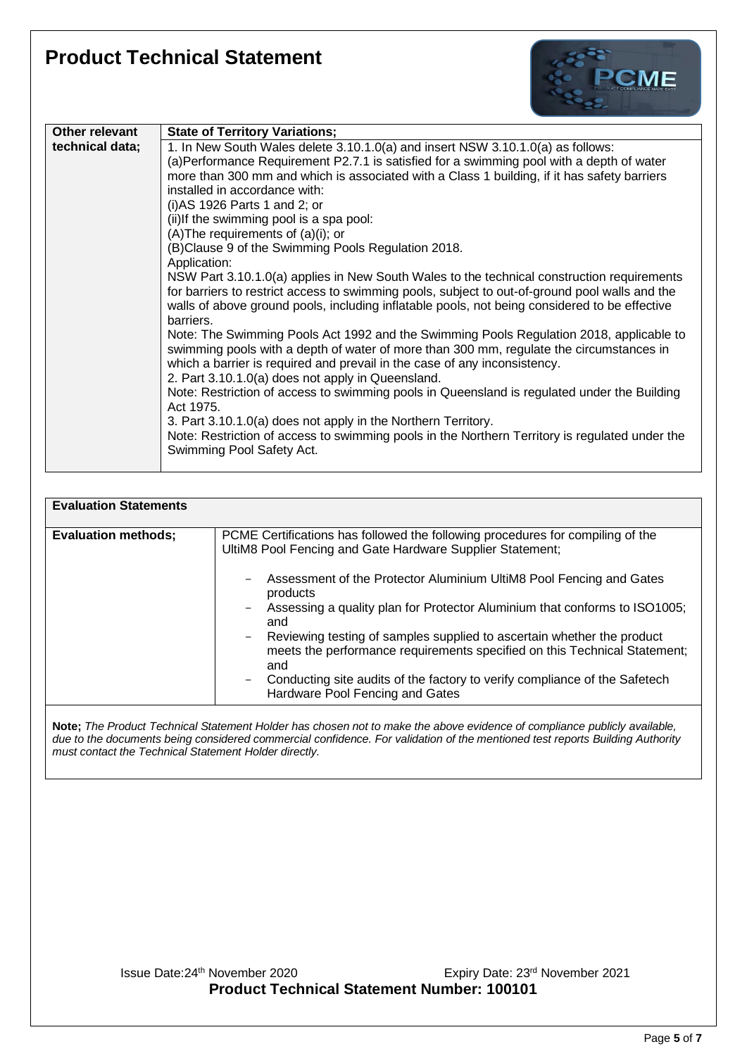# Product Technical Statement

| Other relevant technical data; | State of Territory Variations; |
|---|---|
| | 1. In New South Wales delete 3.10.1.0(a) and insert NSW 3.10.1.0(a) as follows:<br>(a)Performance Requirement P2.7.1 is satisfied for a swimming pool with a depth of water more than 300 mm and which is associated with a Class 1 building, if it has safety barriers installed in accordance with:<br>(i)AS 1926 Parts 1 and 2; or<br>(ii)If the swimming pool is a spa pool:<br>(A)The requirements of (a)(i); or<br>(B)Clause 9 of the Swimming Pools Regulation 2018.<br>Application:<br>NSW Part 3.10.1.0(a) applies in New South Wales to the technical construction requirements for barriers to restrict access to swimming pools, subject to out-of-ground pool walls and the walls of above ground pools, including inflatable pools, not being considered to be effective barriers.<br>Note: The Swimming Pools Act 1992 and the Swimming Pools Regulation 2018, applicable to swimming pools with a depth of water of more than 300 mm, regulate the circumstances in which a barrier is required and prevail in the case of any inconsistency.<br>2. Part 3.10.1.0(a) does not apply in Queensland.<br>Note: Restriction of access to swimming pools in Queensland is regulated under the Building Act 1975.<br>3. Part 3.10.1.0(a) does not apply in the Northern Territory.<br>Note: Restriction of access to swimming pools in the Northern Territory is regulated under the Swimming Pool Safety Act. |

| Evaluation Statements | |
|---|---|
| **Evaluation methods;** | PCME Certifications has followed the following procedures for compiling of the UltiM8 Pool Fencing and Gate Hardware Supplier Statement;<br>- Assessment of the Protector Aluminium UltiM8 Pool Fencing and Gates products<br>- Assessing a quality plan for Protector Aluminium that conforms to ISO1005; and<br>- Reviewing testing of samples supplied to ascertain whether the product meets the performance requirements specified on this Technical Statement; and<br>- Conducting site audits of the factory to verify compliance of the Safetech Hardware Pool Fencing and Gates |

**Note;** *The Product Technical Statement Holder has chosen not to make the above evidence of compliance publicly available, due to the documents being considered commercial confidence. For validation of the mentioned test reports Building Authority must contact the Technical Statement Holder directly.*

Issue Date:24th November 2020 Expiry Date: 23rd November 2021

**Product Technical Statement Number: 100101**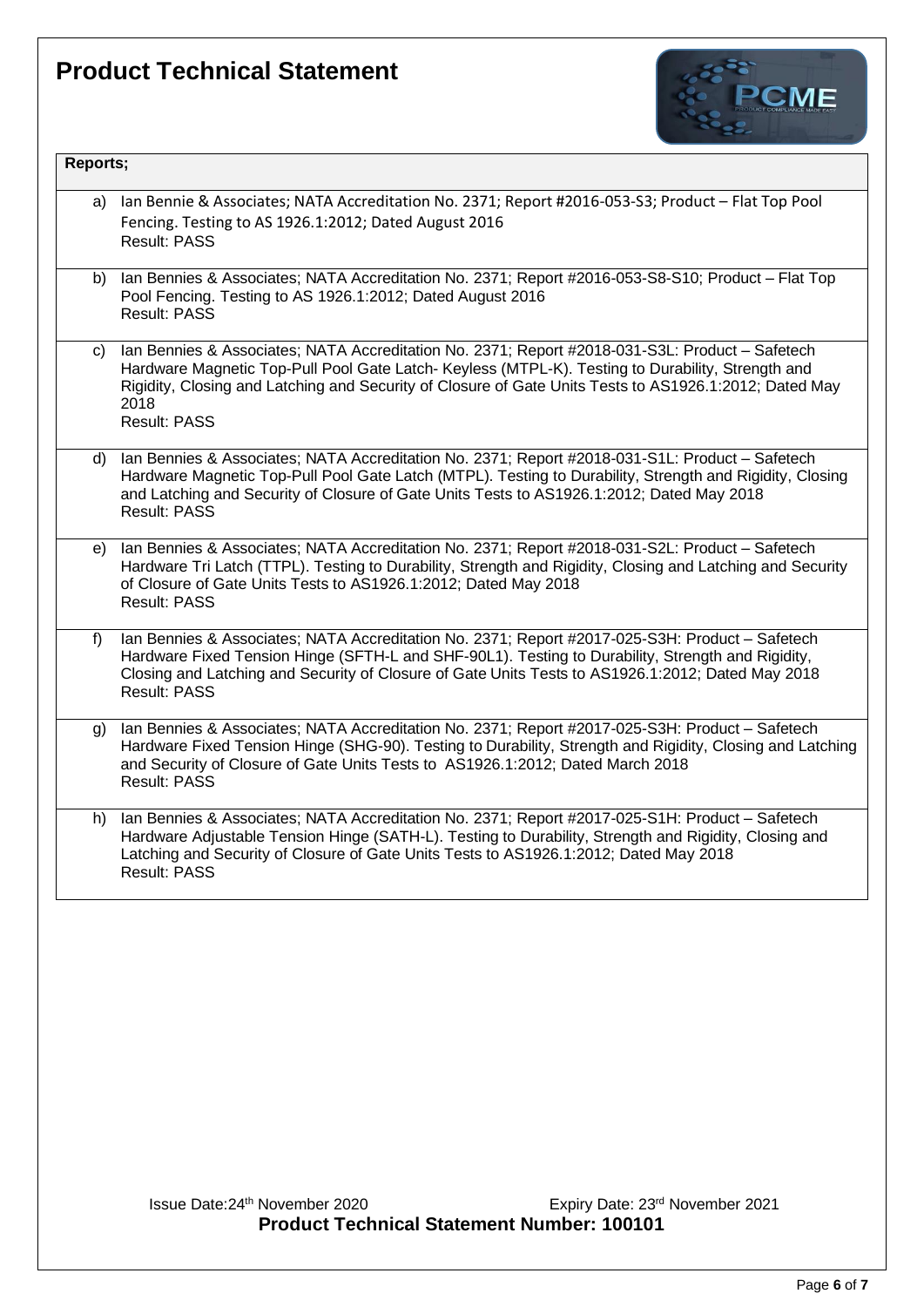# Product Technical Statement

**Reports;**

a) Ian Bennie & Associates; NATA Accreditation No. 2371; Report #2016-053-S3; Product – Flat Top Pool Fencing. Testing to AS 1926.1:2012; Dated August 2016
Result: PASS

b) Ian Bennies & Associates; NATA Accreditation No. 2371; Report #2016-053-S8-S10; Product – Flat Top Pool Fencing. Testing to AS 1926.1:2012; Dated August 2016
Result: PASS

c) Ian Bennies & Associates; NATA Accreditation No. 2371; Report #2018-031-S3L: Product – Safetech Hardware Magnetic Top-Pull Pool Gate Latch- Keyless (MTPL-K). Testing to Durability, Strength and Rigidity, Closing and Latching and Security of Closure of Gate Units Tests to AS1926.1:2012; Dated May 2018
Result: PASS

d) Ian Bennies & Associates; NATA Accreditation No. 2371; Report #2018-031-S1L: Product – Safetech Hardware Magnetic Top-Pull Pool Gate Latch (MTPL). Testing to Durability, Strength and Rigidity, Closing and Latching and Security of Closure of Gate Units Tests to AS1926.1:2012; Dated May 2018
Result: PASS

e) Ian Bennies & Associates; NATA Accreditation No. 2371; Report #2018-031-S2L: Product – Safetech Hardware Tri Latch (TTPL). Testing to Durability, Strength and Rigidity, Closing and Latching and Security of Closure of Gate Units Tests to AS1926.1:2012; Dated May 2018
Result: PASS

f) Ian Bennies & Associates; NATA Accreditation No. 2371; Report #2017-025-S3H: Product – Safetech Hardware Fixed Tension Hinge (SFTH-L and SHF-90L1). Testing to Durability, Strength and Rigidity, Closing and Latching and Security of Closure of Gate Units Tests to AS1926.1:2012; Dated May 2018
Result: PASS

g) Ian Bennies & Associates; NATA Accreditation No. 2371; Report #2017-025-S3H: Product – Safetech Hardware Fixed Tension Hinge (SHG-90). Testing to Durability, Strength and Rigidity, Closing and Latching and Security of Closure of Gate Units Tests to AS1926.1:2012; Dated March 2018
Result: PASS

h) Ian Bennies & Associates; NATA Accreditation No. 2371; Report #2017-025-S1H: Product – Safetech Hardware Adjustable Tension Hinge (SATH-L). Testing to Durability, Strength and Rigidity, Closing and Latching and Security of Closure of Gate Units Tests to AS1926.1:2012; Dated May 2018
Result: PASS

Issue Date: 24th November 2020 Expiry Date: 23rd November 2021

**Product Technical Statement Number: 100101**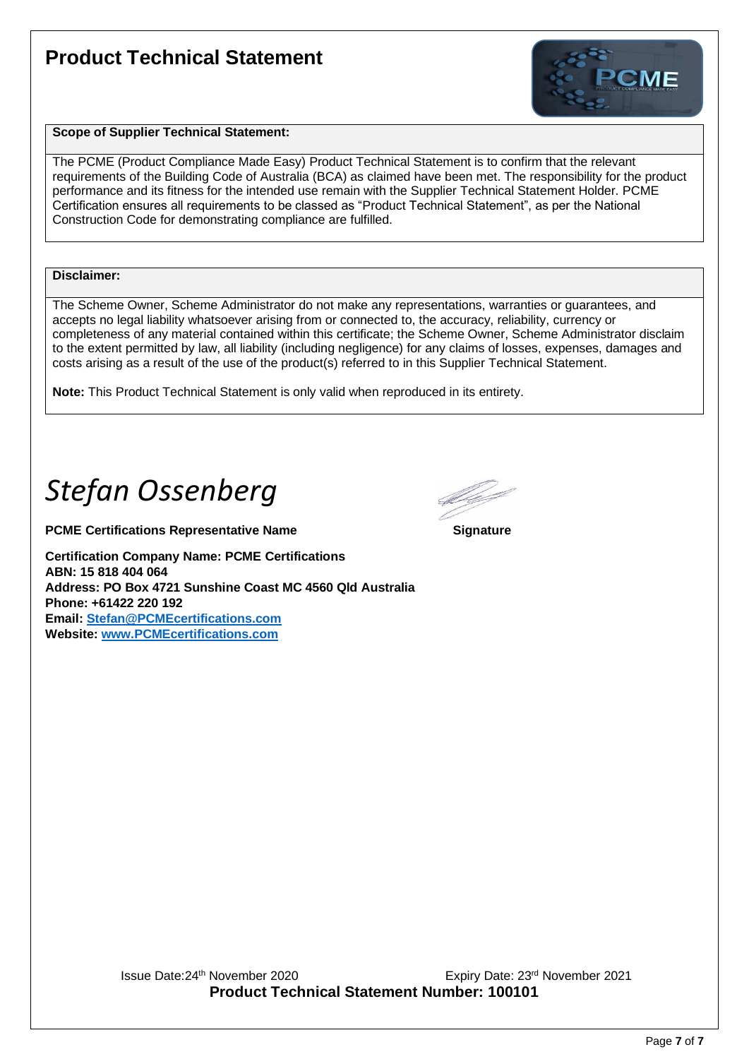# Product Technical Statement

**Scope of Supplier Technical Statement:**

The PCME (Product Compliance Made Easy) Product Technical Statement is to confirm that the relevant requirements of the Building Code of Australia (BCA) as claimed have been met. The responsibility for the product performance and its fitness for the intended use remain with the Supplier Technical Statement Holder. PCME Certification ensures all requirements to be classed as "Product Technical Statement", as per the National Construction Code for demonstrating compliance are fulfilled.

**Disclaimer:**

The Scheme Owner, Scheme Administrator do not make any representations, warranties or guarantees, and accepts no legal liability whatsoever arising from or connected to, the accuracy, reliability, currency or completeness of any material contained within this certificate; the Scheme Owner, Scheme Administrator disclaim to the extent permitted by law, all liability (including negligence) for any claims of losses, expenses, damages and costs arising as a result of the use of the product(s) referred to in this Supplier Technical Statement.

**Note:** This Product Technical Statement is only valid when reproduced in its entirety.

*Stefan Ossenberg*

**PCME Certifications Representative Name** **Signature**

**Certification Company Name: PCME Certifications**
**ABN: 15 818 404 064**
**Address: PO Box 4721 Sunshine Coast MC 4560 Qld Australia**
**Phone: +61422 220 192**
**Email: Stefan@PCMEcertifications.com**
**Website: www.PCMEcertifications.com**

Issue Date:24th November 2020 Expiry Date: 23rd November 2021

**Product Technical Statement Number: 100101**